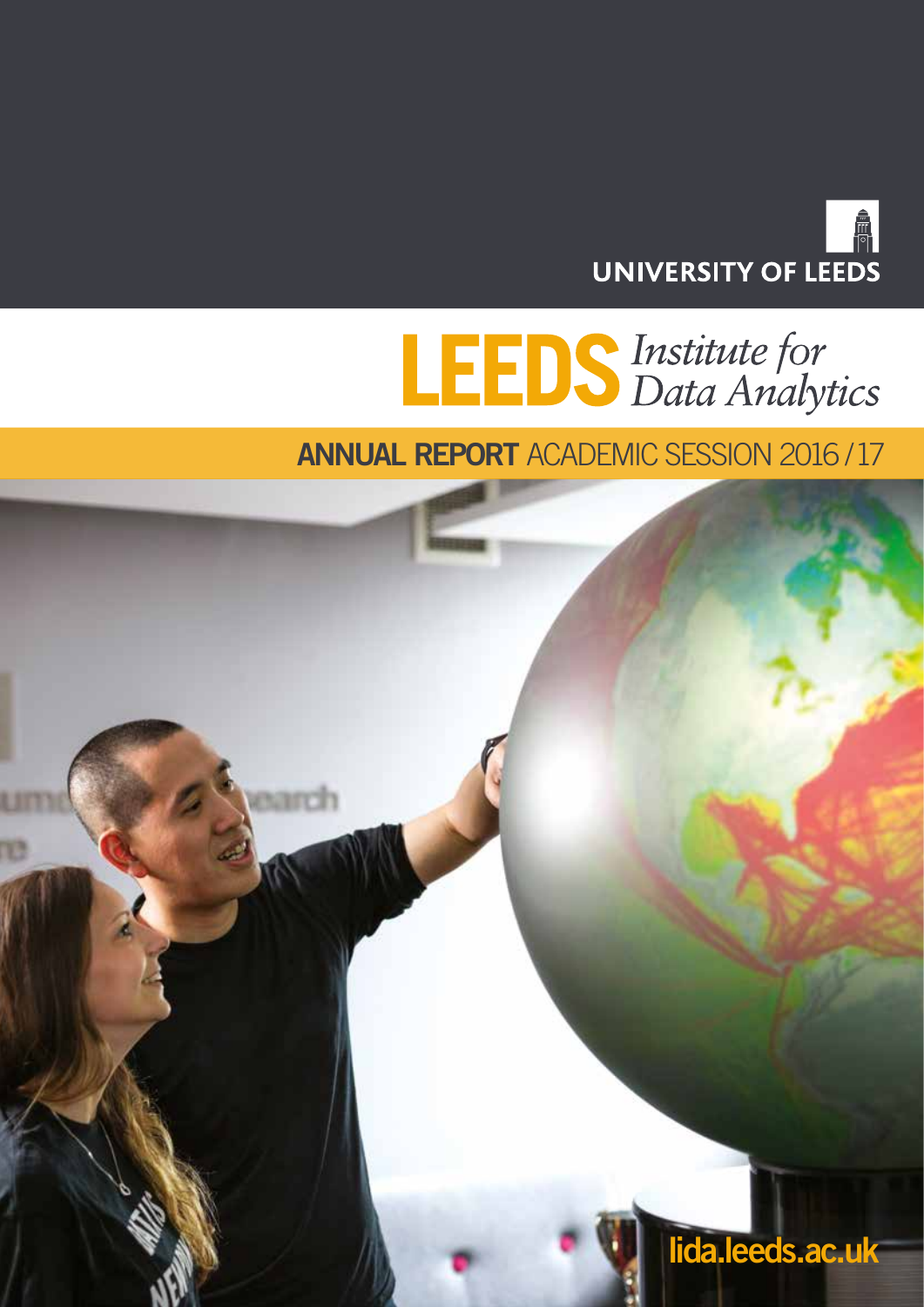UNIVERSITY OF LEEDS

# LEEDS *Institute for Data Analytics*

## ANNUAL REPORT ACADEMIC SESSION 2016/17

lida.leeds.ac.uk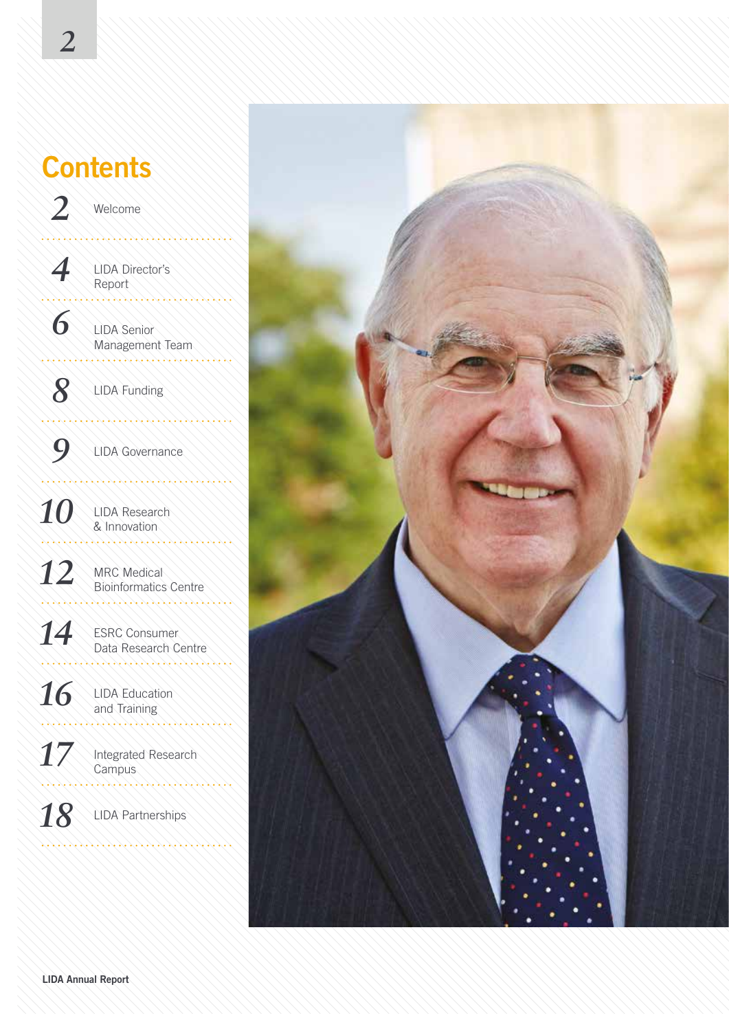# Contents

- 2 Welcome
- 4 LIDA Director's Report
- 6 LIDA Senior Management Team
- 8 LIDA Funding
- 9 LIDA Governance
- 10 LIDA Research & Innovation
- 12 MRC Medical Bioinformatics Centre
- 14 ESRC Consumer Data Research Centre
- 16 LIDA Education and Training
- 17 Integrated Research Campus
- 18 LIDA Partnerships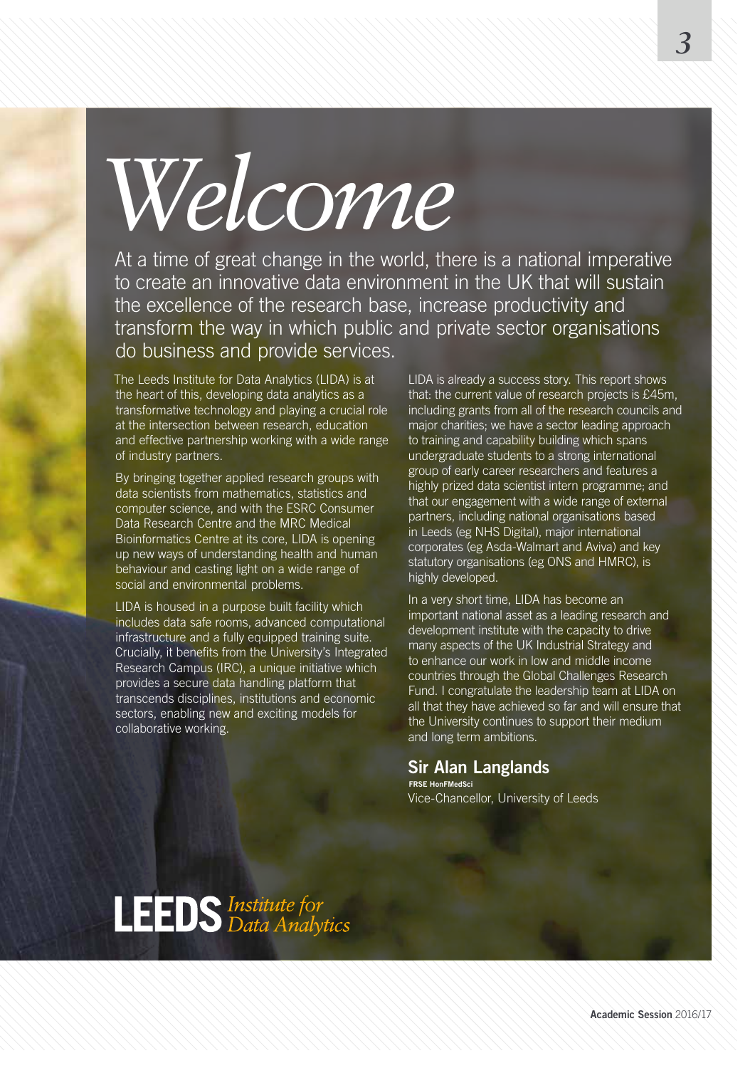# Welcome

At a time of great change in the world, there is a national imperative to create an innovative data environment in the UK that will sustain the excellence of the research base, increase productivity and transform the way in which public and private sector organisations do business and provide services.

The Leeds Institute for Data Analytics (LIDA) is at the heart of this, developing data analytics as a transformative technology and playing a crucial role at the intersection between research, education and effective partnership working with a wide range of industry partners.

By bringing together applied research groups with data scientists from mathematics, statistics and computer science, and with the ESRC Consumer Data Research Centre and the MRC Medical Bioinformatics Centre at its core, LIDA is opening up new ways of understanding health and human behaviour and casting light on a wide range of social and environmental problems.

LIDA is housed in a purpose built facility which includes data safe rooms, advanced computational infrastructure and a fully equipped training suite. Crucially, it benefits from the University's Integrated Research Campus (IRC), a unique initiative which provides a secure data handling platform that transcends disciplines, institutions and economic sectors, enabling new and exciting models for collaborative working.

LIDA is already a success story. This report shows that: the current value of research projects is £45m, including grants from all of the research councils and major charities; we have a sector leading approach to training and capability building which spans undergraduate students to a strong international group of early career researchers and features a highly prized data scientist intern programme; and that our engagement with a wide range of external partners, including national organisations based in Leeds (eg NHS Digital), major international corporates (eg Asda-Walmart and Aviva) and key statutory organisations (eg ONS and HMRC), is highly developed.

In a very short time, LIDA has become an important national asset as a leading research and development institute with the capacity to drive many aspects of the UK Industrial Strategy and to enhance our work in low and middle income countries through the Global Challenges Research Fund. I congratulate the leadership team at LIDA on all that they have achieved so far and will ensure that the University continues to support their medium and long term ambitions.

**Sir Alan Langlands**
FRSE HonFMedSci
Vice-Chancellor, University of Leeds

**LEEDS** *Institute for Data Analytics*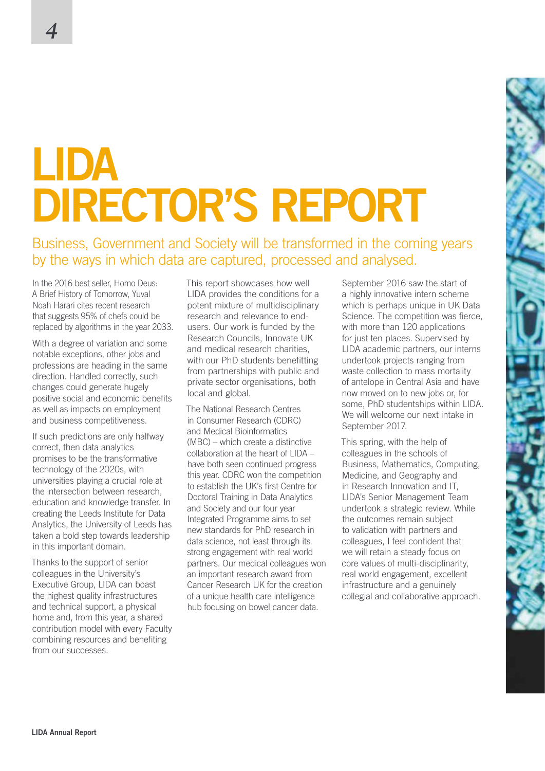# LIDA DIRECTOR'S REPORT

Business, Government and Society will be transformed in the coming years by the ways in which data are captured, processed and analysed.

In the 2016 best seller, Homo Deus: A Brief History of Tomorrow, Yuval Noah Harari cites recent research that suggests 95% of chefs could be replaced by algorithms in the year 2033.

With a degree of variation and some notable exceptions, other jobs and professions are heading in the same direction. Handled correctly, such changes could generate hugely positive social and economic benefits as well as impacts on employment and business competitiveness.

If such predictions are only halfway correct, then data analytics promises to be the transformative technology of the 2020s, with universities playing a crucial role at the intersection between research, education and knowledge transfer. In creating the Leeds Institute for Data Analytics, the University of Leeds has taken a bold step towards leadership in this important domain.

Thanks to the support of senior colleagues in the University's Executive Group, LIDA can boast the highest quality infrastructures and technical support, a physical home and, from this year, a shared contribution model with every Faculty combining resources and benefiting from our successes.

This report showcases how well LIDA provides the conditions for a potent mixture of multidisciplinary research and relevance to end-users. Our work is funded by the Research Councils, Innovate UK and medical research charities, with our PhD students benefitting from partnerships with public and private sector organisations, both local and global.

The National Research Centres in Consumer Research (CDRC) and Medical Bioinformatics (MBC) – which create a distinctive collaboration at the heart of LIDA – have both seen continued progress this year. CDRC won the competition to establish the UK's first Centre for Doctoral Training in Data Analytics and Society and our four year Integrated Programme aims to set new standards for PhD research in data science, not least through its strong engagement with real world partners. Our medical colleagues won an important research award from Cancer Research UK for the creation of a unique health care intelligence hub focusing on bowel cancer data.

September 2016 saw the start of a highly innovative intern scheme which is perhaps unique in UK Data Science. The competition was fierce, with more than 120 applications for just ten places. Supervised by LIDA academic partners, our interns undertook projects ranging from waste collection to mass mortality of antelope in Central Asia and have now moved on to new jobs or, for some, PhD studentships within LIDA. We will welcome our next intake in September 2017.

This spring, with the help of colleagues in the schools of Business, Mathematics, Computing, Medicine, and Geography and in Research Innovation and IT, LIDA's Senior Management Team undertook a strategic review. While the outcomes remain subject to validation with partners and colleagues, I feel confident that we will retain a steady focus on core values of multi-disciplinarity, real world engagement, excellent infrastructure and a genuinely collegial and collaborative approach.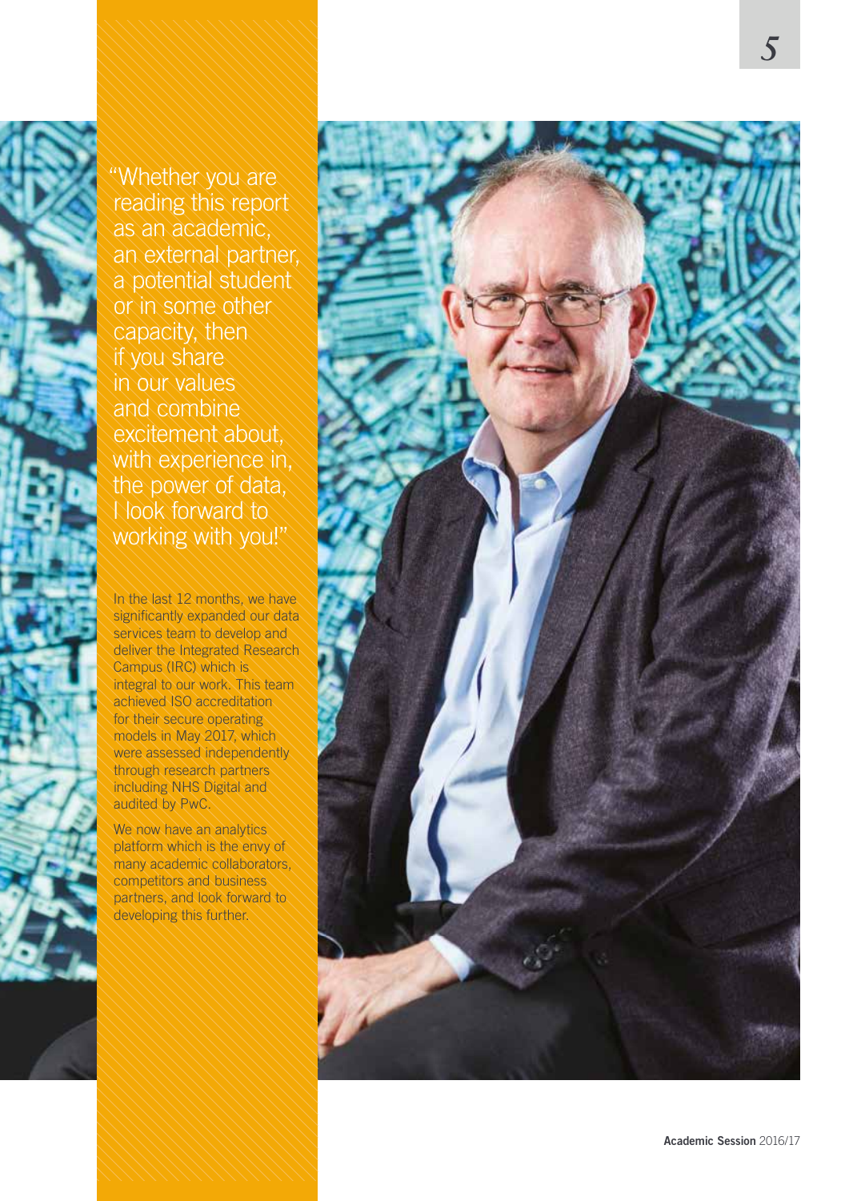"Whether you are reading this report as an academic, an external partner, a potential student or in some other capacity, then if you share in our values and combine excitement about, with experience in, the power of data, I look forward to working with you!"

In the last 12 months, we have significantly expanded our data services team to develop and deliver the Integrated Research Campus (IRC) which is integral to our work. This team achieved ISO accreditation for their secure operating models in May 2017, which were assessed independently through research partners including NHS Digital and audited by PwC.

We now have an analytics platform which is the envy of many academic collaborators, competitors and business partners, and look forward to developing this further.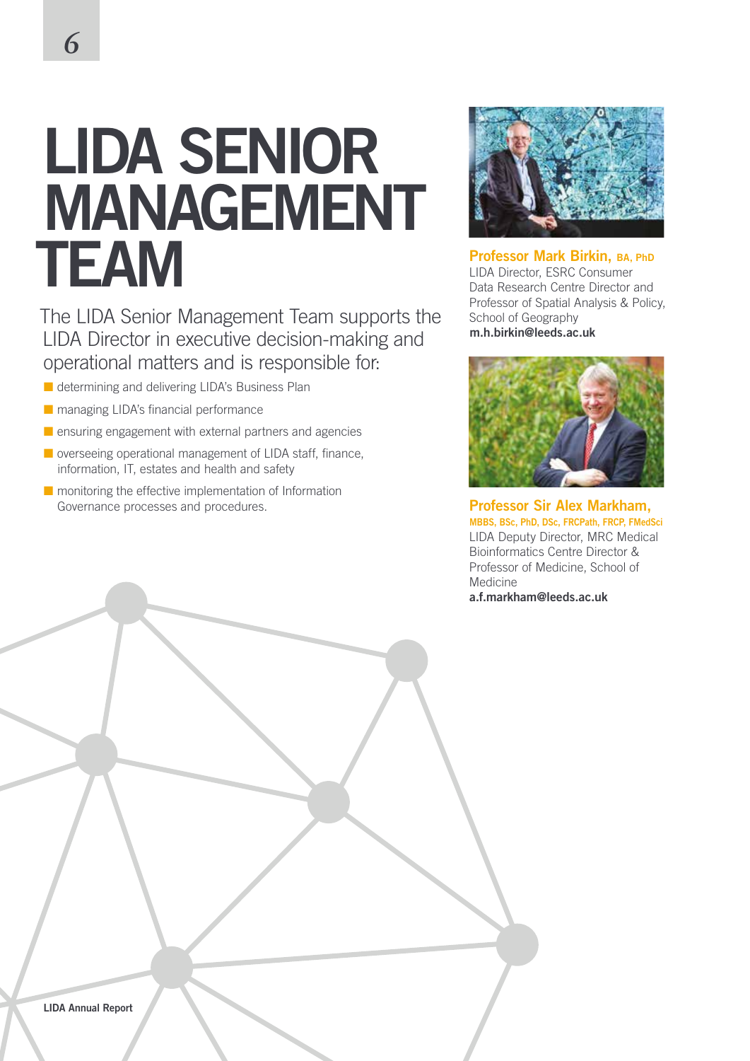# LIDA SENIOR MANAGEMENT TEAM

The LIDA Senior Management Team supports the LIDA Director in executive decision-making and operational matters and is responsible for:

- determining and delivering LIDA's Business Plan
- managing LIDA's financial performance
- ensuring engagement with external partners and agencies
- overseeing operational management of LIDA staff, finance, information, IT, estates and health and safety
- monitoring the effective implementation of Information Governance processes and procedures.

**Professor Mark Birkin, BA, PhD**
LIDA Director, ESRC Consumer Data Research Centre Director and Professor of Spatial Analysis & Policy, School of Geography
**m.h.birkin@leeds.ac.uk**

**Professor Sir Alex Markham, MBBS, BSc, PhD, DSc, FRCPath, FRCP, FMedSci**
LIDA Deputy Director, MRC Medical Bioinformatics Centre Director & Professor of Medicine, School of Medicine
**a.f.markham@leeds.ac.uk**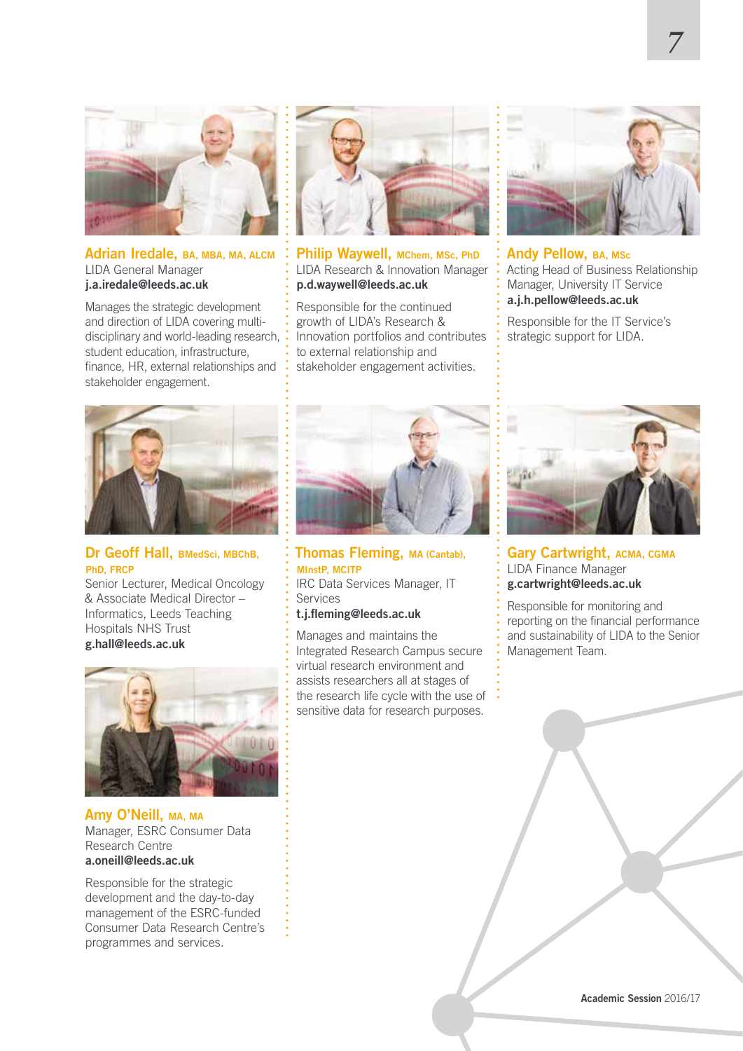**Adrian Iredale,** BA, MBA, MA, ALCM
LIDA General Manager
**j.a.iredale@leeds.ac.uk**

Manages the strategic development and direction of LIDA covering multi-disciplinary and world-leading research, student education, infrastructure, finance, HR, external relationships and stakeholder engagement.

**Dr Geoff Hall,** BMedSci, MBChB, PhD, FRCP
Senior Lecturer, Medical Oncology & Associate Medical Director – Informatics, Leeds Teaching Hospitals NHS Trust
**g.hall@leeds.ac.uk**

**Amy O'Neill,** MA, MA
Manager, ESRC Consumer Data Research Centre
**a.oneill@leeds.ac.uk**

Responsible for the strategic development and the day-to-day management of the ESRC-funded Consumer Data Research Centre's programmes and services.

**Philip Waywell,** MChem, MSc, PhD
LIDA Research & Innovation Manager
**p.d.waywell@leeds.ac.uk**

Responsible for the continued growth of LIDA's Research & Innovation portfolios and contributes to external relationship and stakeholder engagement activities.

**Thomas Fleming,** MA (Cantab), MInstP, MCITP
IRC Data Services Manager, IT Services
**t.j.fleming@leeds.ac.uk**

Manages and maintains the Integrated Research Campus secure virtual research environment and assists researchers all at stages of the research life cycle with the use of sensitive data for research purposes.

**Andy Pellow,** BA, MSc
Acting Head of Business Relationship Manager, University IT Service
**a.j.h.pellow@leeds.ac.uk**

Responsible for the IT Service's strategic support for LIDA.

**Gary Cartwright,** ACMA, CGMA
LIDA Finance Manager
**g.cartwright@leeds.ac.uk**

Responsible for monitoring and reporting on the financial performance and sustainability of LIDA to the Senior Management Team.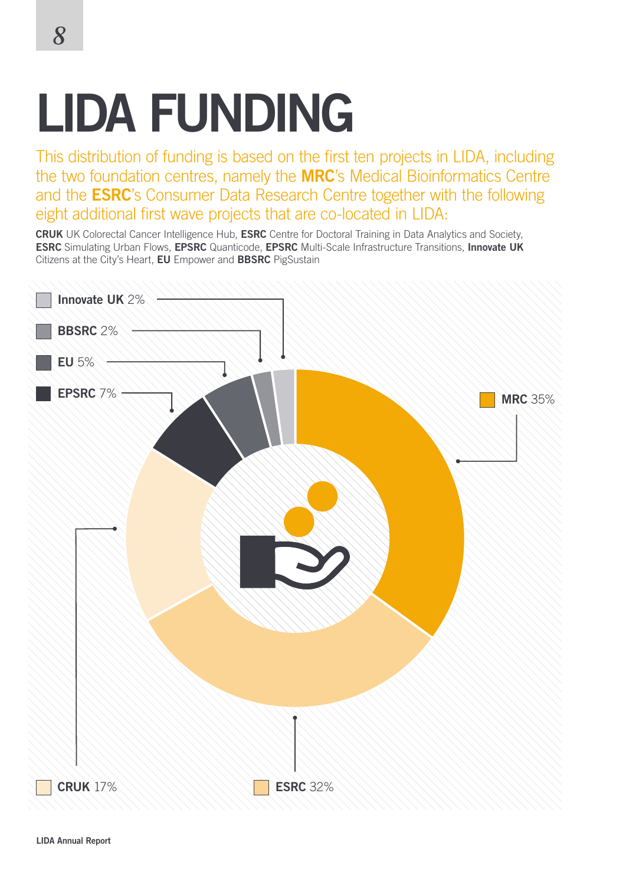# LIDA FUNDING

This distribution of funding is based on the first ten projects in LIDA, including the two foundation centres, namely the **MRC**'s Medical Bioinformatics Centre and the **ESRC**'s Consumer Data Research Centre together with the following eight additional first wave projects that are co-located in LIDA:

**CRUK** UK Colorectal Cancer Intelligence Hub, **ESRC** Centre for Doctoral Training in Data Analytics and Society, **ESRC** Simulating Urban Flows, **EPSRC** Quanticode, **EPSRC** Multi-Scale Infrastructure Transitions, **Innovate UK** Citizens at the City's Heart, **EU** Empower and **BBSRC** PigSustain

- **Innovate UK** 2%
- **BBSRC** 2%
- **EU** 5%
- **EPSRC** 7%
- **MRC** 35%
- **CRUK** 17%
- **ESRC** 32%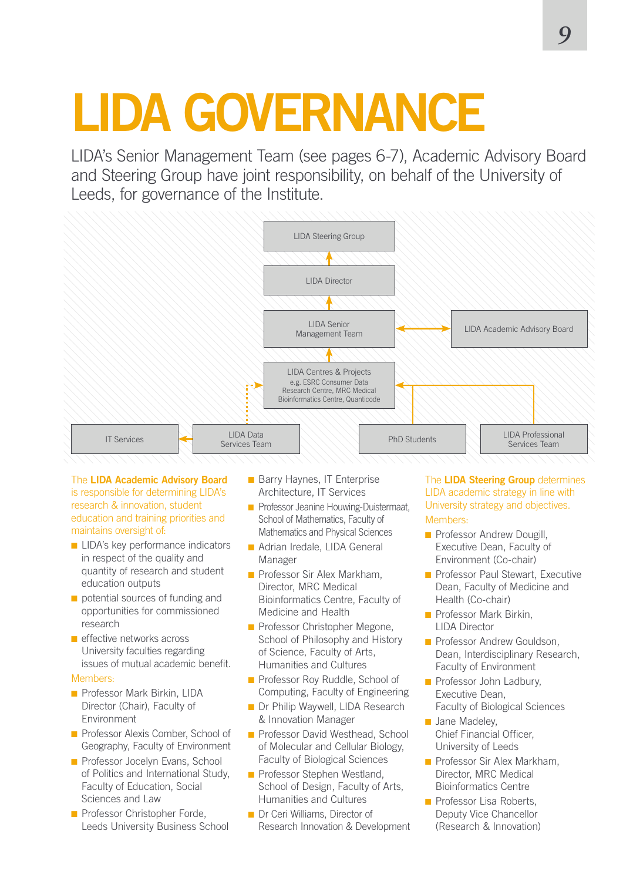# LIDA GOVERNANCE

LIDA's Senior Management Team (see pages 6-7), Academic Advisory Board and Steering Group have joint responsibility, on behalf of the University of Leeds, for governance of the Institute.

LIDA Steering Group

LIDA Director

LIDA Senior Management Team

LIDA Academic Advisory Board

LIDA Centres & Projects e.g. ESRC Consumer Data Research Centre, MRC Medical Bioinformatics Centre, Quanticode

IT Services

LIDA Data Services Team

PhD Students

LIDA Professional Services Team

The **LIDA Academic Advisory Board** is responsible for determining LIDA's research & innovation, student education and training priorities and maintains oversight of:

- LIDA's key performance indicators in respect of the quality and quantity of research and student education outputs
- potential sources of funding and opportunities for commissioned research
- effective networks across University faculties regarding issues of mutual academic benefit.

Members:

- Professor Mark Birkin, LIDA Director (Chair), Faculty of Environment
- Professor Alexis Comber, School of Geography, Faculty of Environment
- Professor Jocelyn Evans, School of Politics and International Study, Faculty of Education, Social Sciences and Law
- Professor Christopher Forde, Leeds University Business School
- Barry Haynes, IT Enterprise Architecture, IT Services
- Professor Jeanine Houwing-Duistermaat, School of Mathematics, Faculty of Mathematics and Physical Sciences
- Adrian Iredale, LIDA General Manager
- Professor Sir Alex Markham, Director, MRC Medical Bioinformatics Centre, Faculty of Medicine and Health
- Professor Christopher Megone, School of Philosophy and History of Science, Faculty of Arts, Humanities and Cultures
- Professor Roy Ruddle, School of Computing, Faculty of Engineering
- Dr Philip Waywell, LIDA Research & Innovation Manager
- Professor David Westhead, School of Molecular and Cellular Biology, Faculty of Biological Sciences
- Professor Stephen Westland, School of Design, Faculty of Arts, Humanities and Cultures
- Dr Ceri Williams, Director of Research Innovation & Development

The **LIDA Steering Group** determines LIDA academic strategy in line with University strategy and objectives.

Members:

- Professor Andrew Dougill, Executive Dean, Faculty of Environment (Co-chair)
- Professor Paul Stewart, Executive Dean, Faculty of Medicine and Health (Co-chair)
- Professor Mark Birkin, LIDA Director
- Professor Andrew Gouldson, Dean, Interdisciplinary Research, Faculty of Environment
- Professor John Ladbury, Executive Dean, Faculty of Biological Sciences
- Jane Madeley, Chief Financial Officer, University of Leeds
- Professor Sir Alex Markham, Director, MRC Medical Bioinformatics Centre
- Professor Lisa Roberts, Deputy Vice Chancellor (Research & Innovation)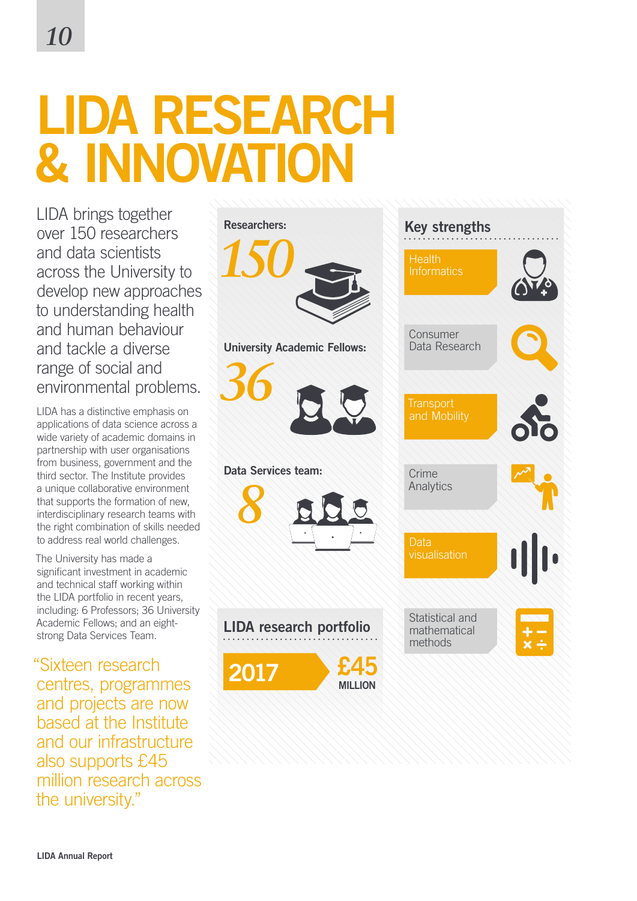# LIDA RESEARCH & INNOVATION

LIDA brings together over 150 researchers and data scientists across the University to develop new approaches to understanding health and human behaviour and tackle a diverse range of social and environmental problems.

LIDA has a distinctive emphasis on applications of data science across a wide variety of academic domains in partnership with user organisations from business, government and the third sector. The Institute provides a unique collaborative environment that supports the formation of new, interdisciplinary research teams with the right combination of skills needed to address real world challenges.

The University has made a significant investment in academic and technical staff working within the LIDA portfolio in recent years, including: 6 Professors; 36 University Academic Fellows; and an eight-strong Data Services Team.

"Sixteen research centres, programmes and projects are now based at the Institute and our infrastructure also supports £45 million research across the university."

**Researchers:** 150

**University Academic Fellows:** 36

**Data Services team:** 8

## LIDA research portfolio

2017 — £45 MILLION

## Key strengths

- Health Informatics
- Consumer Data Research
- Transport and Mobility
- Crime Analytics
- Data visualisation
- Statistical and mathematical methods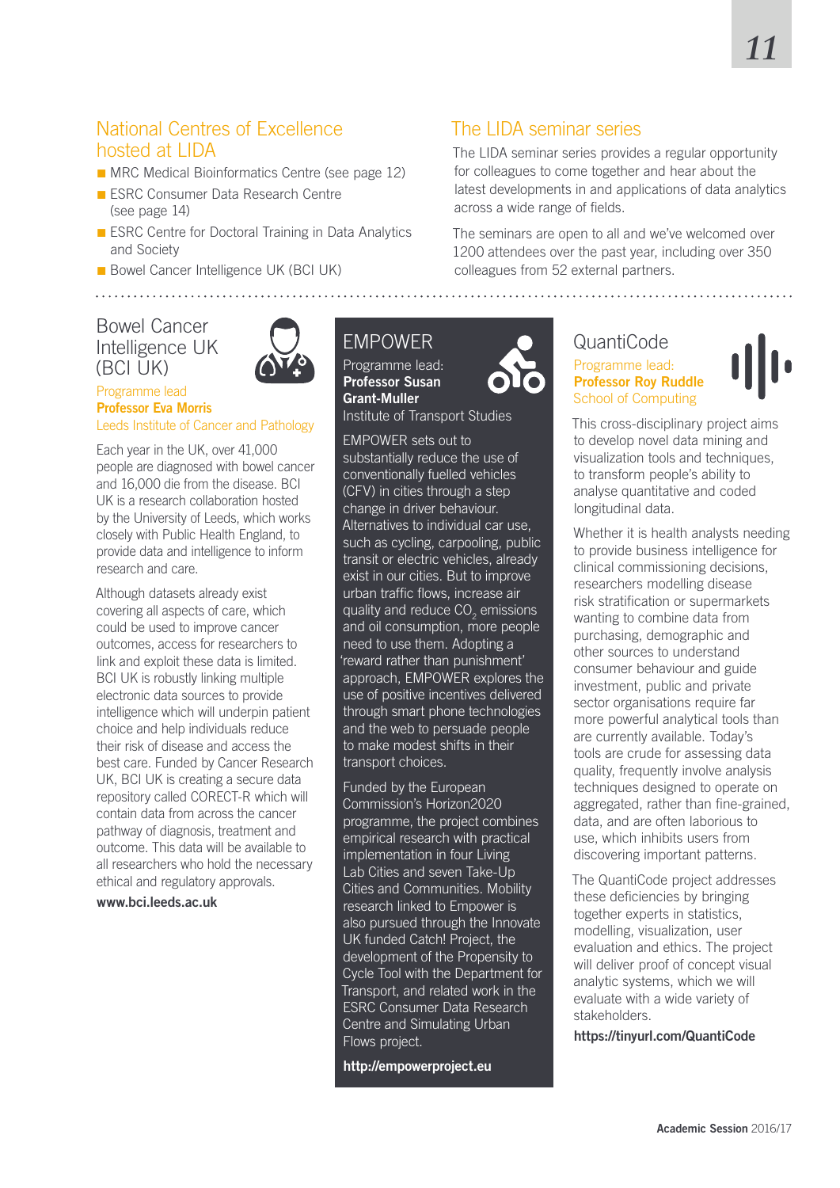## National Centres of Excellence hosted at LIDA

- MRC Medical Bioinformatics Centre (see page 12)
- ESRC Consumer Data Research Centre (see page 14)
- ESRC Centre for Doctoral Training in Data Analytics and Society
- Bowel Cancer Intelligence UK (BCI UK)

## The LIDA seminar series

The LIDA seminar series provides a regular opportunity for colleagues to come together and hear about the latest developments in and applications of data analytics across a wide range of fields.

The seminars are open to all and we've welcomed over 1200 attendees over the past year, including over 350 colleagues from 52 external partners.

## Bowel Cancer Intelligence UK (BCI UK)

Programme lead
**Professor Eva Morris**
Leeds Institute of Cancer and Pathology

Each year in the UK, over 41,000 people are diagnosed with bowel cancer and 16,000 die from the disease. BCI UK is a research collaboration hosted by the University of Leeds, which works closely with Public Health England, to provide data and intelligence to inform research and care.

Although datasets already exist covering all aspects of care, which could be used to improve cancer outcomes, access for researchers to link and exploit these data is limited. BCI UK is robustly linking multiple electronic data sources to provide intelligence which will underpin patient choice and help individuals reduce their risk of disease and access the best care. Funded by Cancer Research UK, BCI UK is creating a secure data repository called CORECT-R which will contain data from across the cancer pathway of diagnosis, treatment and outcome. This data will be available to all researchers who hold the necessary ethical and regulatory approvals.

**www.bci.leeds.ac.uk**

## EMPOWER

Programme lead:
**Professor Susan Grant-Muller**
Institute of Transport Studies

EMPOWER sets out to substantially reduce the use of conventionally fuelled vehicles (CFV) in cities through a step change in driver behaviour. Alternatives to individual car use, such as cycling, carpooling, public transit or electric vehicles, already exist in our cities. But to improve urban traffic flows, increase air quality and reduce $CO_2$ emissions and oil consumption, more people need to use them. Adopting a 'reward rather than punishment' approach, EMPOWER explores the use of positive incentives delivered through smart phone technologies and the web to persuade people to make modest shifts in their transport choices.

Funded by the European Commission's Horizon2020 programme, the project combines empirical research with practical implementation in four Living Lab Cities and seven Take-Up Cities and Communities. Mobility research linked to Empower is also pursued through the Innovate UK funded Catch! Project, the development of the Propensity to Cycle Tool with the Department for Transport, and related work in the ESRC Consumer Data Research Centre and Simulating Urban Flows project.

**http://empowerproject.eu**

## QuantiCode

Programme lead:
**Professor Roy Ruddle**
School of Computing

This cross-disciplinary project aims to develop novel data mining and visualization tools and techniques, to transform people's ability to analyse quantitative and coded longitudinal data.

Whether it is health analysts needing to provide business intelligence for clinical commissioning decisions, researchers modelling disease risk stratification or supermarkets wanting to combine data from purchasing, demographic and other sources to understand consumer behaviour and guide investment, public and private sector organisations require far more powerful analytical tools than are currently available. Today's tools are crude for assessing data quality, frequently involve analysis techniques designed to operate on aggregated, rather than fine-grained, data, and are often laborious to use, which inhibits users from discovering important patterns.

The QuantiCode project addresses these deficiencies by bringing together experts in statistics, modelling, visualization, user evaluation and ethics. The project will deliver proof of concept visual analytic systems, which we will evaluate with a wide variety of stakeholders.

**https://tinyurl.com/QuantiCode**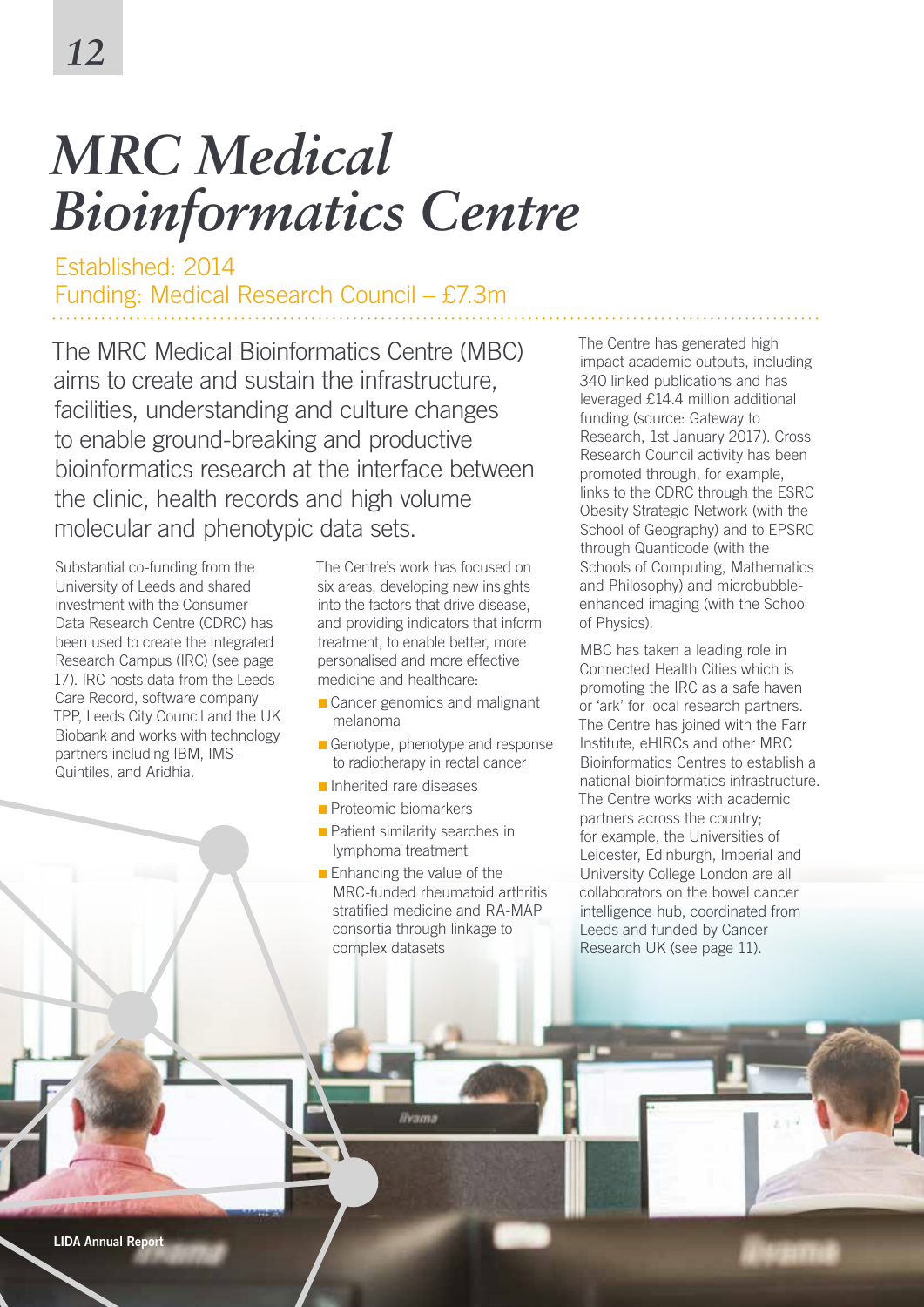# MRC Medical Bioinformatics Centre

Established: 2014
Funding: Medical Research Council – £7.3m

The MRC Medical Bioinformatics Centre (MBC) aims to create and sustain the infrastructure, facilities, understanding and culture changes to enable ground-breaking and productive bioinformatics research at the interface between the clinic, health records and high volume molecular and phenotypic data sets.

Substantial co-funding from the University of Leeds and shared investment with the Consumer Data Research Centre (CDRC) has been used to create the Integrated Research Campus (IRC) (see page 17). IRC hosts data from the Leeds Care Record, software company TPP, Leeds City Council and the UK Biobank and works with technology partners including IBM, IMS-Quintiles, and Aridhia.

The Centre's work has focused on six areas, developing new insights into the factors that drive disease, and providing indicators that inform treatment, to enable better, more personalised and more effective medicine and healthcare:

- Cancer genomics and malignant melanoma
- Genotype, phenotype and response to radiotherapy in rectal cancer
- Inherited rare diseases
- Proteomic biomarkers
- Patient similarity searches in lymphoma treatment
- Enhancing the value of the MRC-funded rheumatoid arthritis stratified medicine and RA-MAP consortia through linkage to complex datasets

The Centre has generated high impact academic outputs, including 340 linked publications and has leveraged £14.4 million additional funding (source: Gateway to Research, 1st January 2017). Cross Research Council activity has been promoted through, for example, links to the CDRC through the ESRC Obesity Strategic Network (with the School of Geography) and to EPSRC through Quanticode (with the Schools of Computing, Mathematics and Philosophy) and microbubble-enhanced imaging (with the School of Physics).

MBC has taken a leading role in Connected Health Cities which is promoting the IRC as a safe haven or 'ark' for local research partners. The Centre has joined with the Farr Institute, eHIRCs and other MRC Bioinformatics Centres to establish a national bioinformatics infrastructure. The Centre works with academic partners across the country; for example, the Universities of Leicester, Edinburgh, Imperial and University College London are all collaborators on the bowel cancer intelligence hub, coordinated from Leeds and funded by Cancer Research UK (see page 11).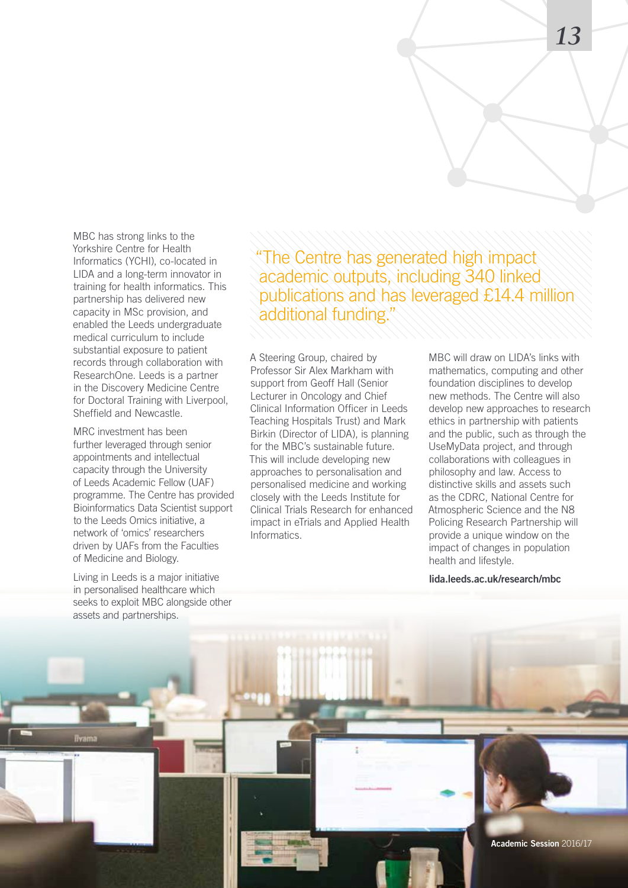MBC has strong links to the Yorkshire Centre for Health Informatics (YCHI), co-located in LIDA and a long-term innovator in training for health informatics. This partnership has delivered new capacity in MSc provision, and enabled the Leeds undergraduate medical curriculum to include substantial exposure to patient records through collaboration with ResearchOne. Leeds is a partner in the Discovery Medicine Centre for Doctoral Training with Liverpool, Sheffield and Newcastle.

MRC investment has been further leveraged through senior appointments and intellectual capacity through the University of Leeds Academic Fellow (UAF) programme. The Centre has provided Bioinformatics Data Scientist support to the Leeds Omics initiative, a network of 'omics' researchers driven by UAFs from the Faculties of Medicine and Biology.

Living in Leeds is a major initiative in personalised healthcare which seeks to exploit MBC alongside other assets and partnerships.

> "The Centre has generated high impact academic outputs, including 340 linked publications and has leveraged £14.4 million additional funding."

A Steering Group, chaired by Professor Sir Alex Markham with support from Geoff Hall (Senior Lecturer in Oncology and Chief Clinical Information Officer in Leeds Teaching Hospitals Trust) and Mark Birkin (Director of LIDA), is planning for the MBC's sustainable future. This will include developing new approaches to personalisation and personalised medicine and working closely with the Leeds Institute for Clinical Trials Research for enhanced impact in eTrials and Applied Health Informatics.

MBC will draw on LIDA's links with mathematics, computing and other foundation disciplines to develop new methods. The Centre will also develop new approaches to research ethics in partnership with patients and the public, such as through the UseMyData project, and through collaborations with colleagues in philosophy and law. Access to distinctive skills and assets such as the CDRC, National Centre for Atmospheric Science and the N8 Policing Research Partnership will provide a unique window on the impact of changes in population health and lifestyle.

**lida.leeds.ac.uk/research/mbc**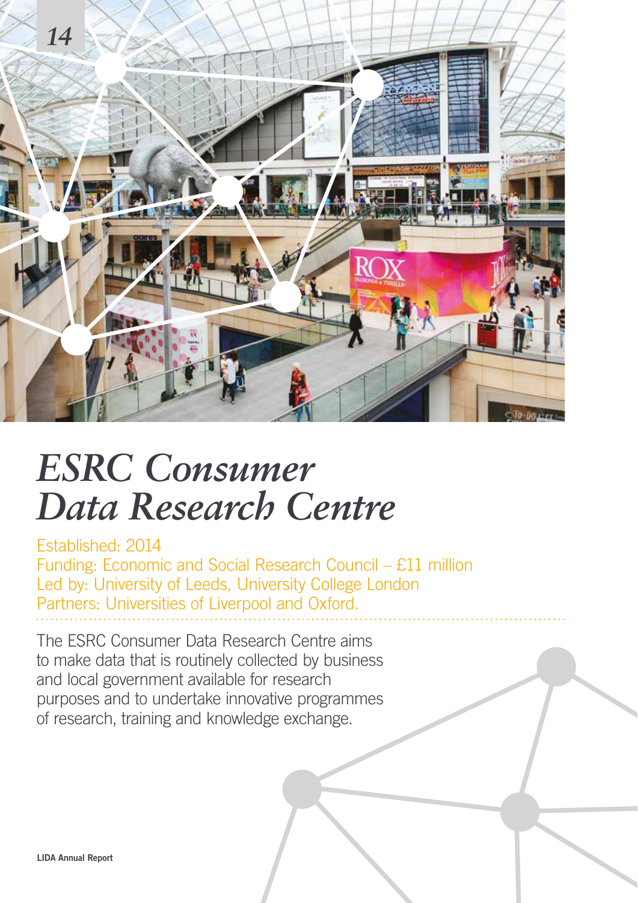# *ESRC Consumer Data Research Centre*

Established: 2014
Funding: Economic and Social Research Council – £11 million
Led by: University of Leeds, University College London
Partners: Universities of Liverpool and Oxford.

The ESRC Consumer Data Research Centre aims to make data that is routinely collected by business and local government available for research purposes and to undertake innovative programmes of research, training and knowledge exchange.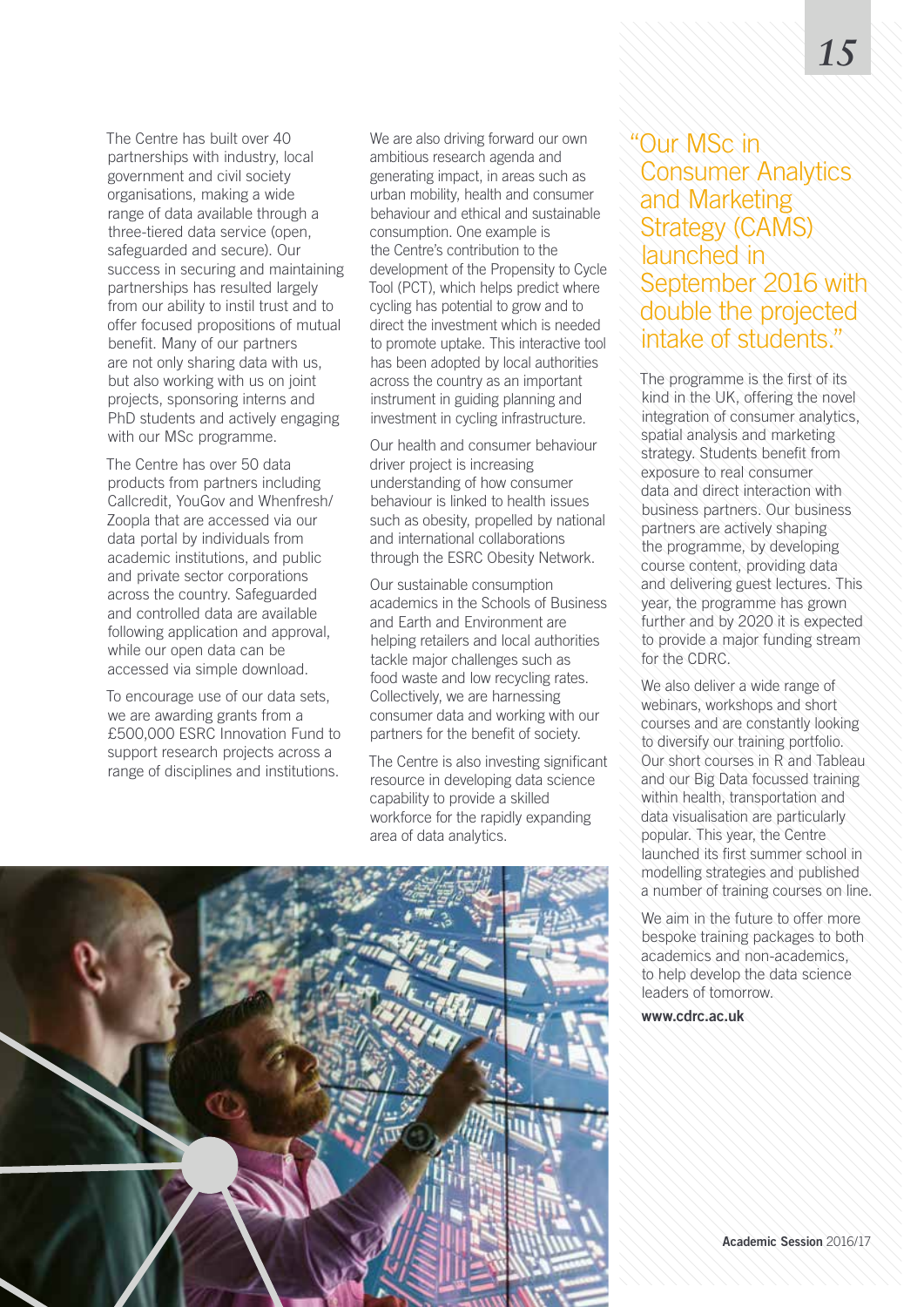The Centre has built over 40 partnerships with industry, local government and civil society organisations, making a wide range of data available through a three-tiered data service (open, safeguarded and secure). Our success in securing and maintaining partnerships has resulted largely from our ability to instil trust and to offer focused propositions of mutual benefit. Many of our partners are not only sharing data with us, but also working with us on joint projects, sponsoring interns and PhD students and actively engaging with our MSc programme.

The Centre has over 50 data products from partners including Callcredit, YouGov and Whenfresh/Zoopla that are accessed via our data portal by individuals from academic institutions, and public and private sector corporations across the country. Safeguarded and controlled data are available following application and approval, while our open data can be accessed via simple download.

To encourage use of our data sets, we are awarding grants from a £500,000 ESRC Innovation Fund to support research projects across a range of disciplines and institutions.

We are also driving forward our own ambitious research agenda and generating impact, in areas such as urban mobility, health and consumer behaviour and ethical and sustainable consumption. One example is the Centre's contribution to the development of the Propensity to Cycle Tool (PCT), which helps predict where cycling has potential to grow and to direct the investment which is needed to promote uptake. This interactive tool has been adopted by local authorities across the country as an important instrument in guiding planning and investment in cycling infrastructure.

Our health and consumer behaviour driver project is increasing understanding of how consumer behaviour is linked to health issues such as obesity, propelled by national and international collaborations through the ESRC Obesity Network.

Our sustainable consumption academics in the Schools of Business and Earth and Environment are helping retailers and local authorities tackle major challenges such as food waste and low recycling rates. Collectively, we are harnessing consumer data and working with our partners for the benefit of society.

The Centre is also investing significant resource in developing data science capability to provide a skilled workforce for the rapidly expanding area of data analytics.

> "Our MSc in Consumer Analytics and Marketing Strategy (CAMS) launched in September 2016 with double the projected intake of students."

The programme is the first of its kind in the UK, offering the novel integration of consumer analytics, spatial analysis and marketing strategy. Students benefit from exposure to real consumer data and direct interaction with business partners. Our business partners are actively shaping the programme, by developing course content, providing data and delivering guest lectures. This year, the programme has grown further and by 2020 it is expected to provide a major funding stream for the CDRC.

We also deliver a wide range of webinars, workshops and short courses and are constantly looking to diversify our training portfolio. Our short courses in R and Tableau and our Big Data focussed training within health, transportation and data visualisation are particularly popular. This year, the Centre launched its first summer school in modelling strategies and published a number of training courses on line.

We aim in the future to offer more bespoke training packages to both academics and non-academics, to help develop the data science leaders of tomorrow.

**www.cdrc.ac.uk**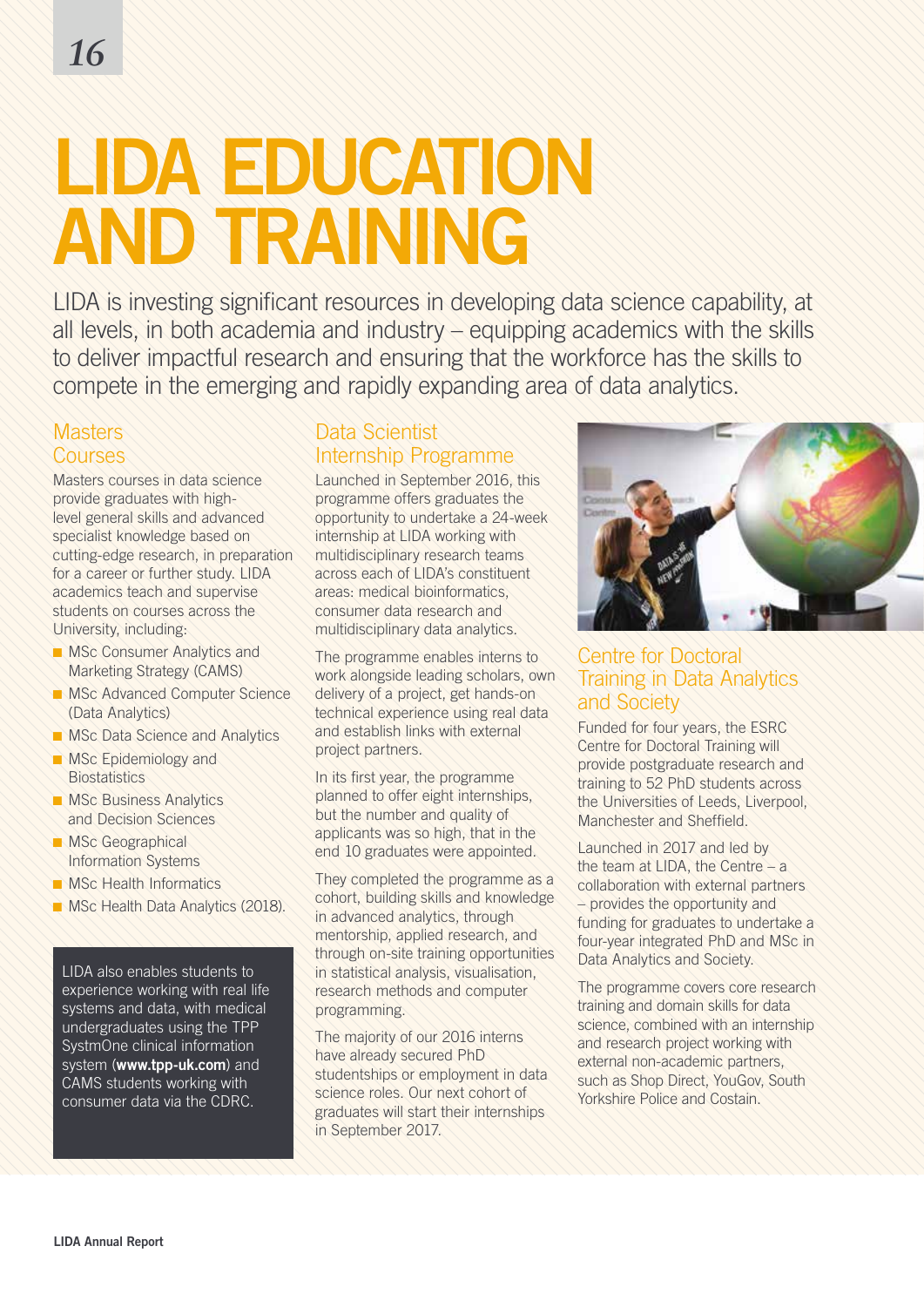# LIDA EDUCATION AND TRAINING

LIDA is investing significant resources in developing data science capability, at all levels, in both academia and industry – equipping academics with the skills to deliver impactful research and ensuring that the workforce has the skills to compete in the emerging and rapidly expanding area of data analytics.

## Masters Courses

Masters courses in data science provide graduates with high-level general skills and advanced specialist knowledge based on cutting-edge research, in preparation for a career or further study. LIDA academics teach and supervise students on courses across the University, including:

- MSc Consumer Analytics and Marketing Strategy (CAMS)
- MSc Advanced Computer Science (Data Analytics)
- MSc Data Science and Analytics
- MSc Epidemiology and Biostatistics
- MSc Business Analytics and Decision Sciences
- MSc Geographical Information Systems
- MSc Health Informatics
- MSc Health Data Analytics (2018).

LIDA also enables students to experience working with real life systems and data, with medical undergraduates using the TPP SystmOne clinical information system (**www.tpp-uk.com**) and CAMS students working with consumer data via the CDRC.

## Data Scientist Internship Programme

Launched in September 2016, this programme offers graduates the opportunity to undertake a 24-week internship at LIDA working with multidisciplinary research teams across each of LIDA's constituent areas: medical bioinformatics, consumer data research and multidisciplinary data analytics.

The programme enables interns to work alongside leading scholars, own delivery of a project, get hands-on technical experience using real data and establish links with external project partners.

In its first year, the programme planned to offer eight internships, but the number and quality of applicants was so high, that in the end 10 graduates were appointed.

They completed the programme as a cohort, building skills and knowledge in advanced analytics, through mentorship, applied research, and through on-site training opportunities in statistical analysis, visualisation, research methods and computer programming.

The majority of our 2016 interns have already secured PhD studentships or employment in data science roles. Our next cohort of graduates will start their internships in September 2017.

## Centre for Doctoral Training in Data Analytics and Society

Funded for four years, the ESRC Centre for Doctoral Training will provide postgraduate research and training to 52 PhD students across the Universities of Leeds, Liverpool, Manchester and Sheffield.

Launched in 2017 and led by the team at LIDA, the Centre – a collaboration with external partners – provides the opportunity and funding for graduates to undertake a four-year integrated PhD and MSc in Data Analytics and Society.

The programme covers core research training and domain skills for data science, combined with an internship and research project working with external non-academic partners, such as Shop Direct, YouGov, South Yorkshire Police and Costain.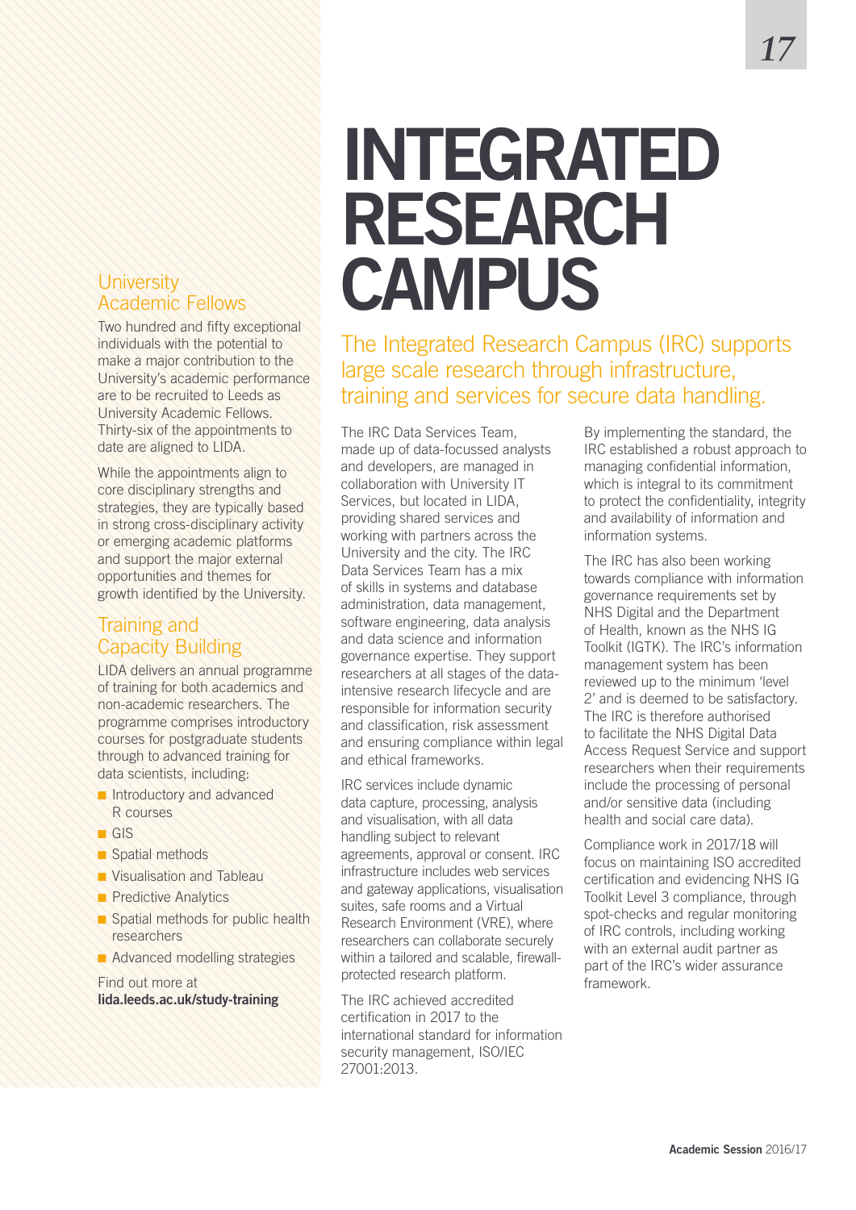# INTEGRATED RESEARCH CAMPUS

## The Integrated Research Campus (IRC) supports large scale research through infrastructure, training and services for secure data handling.

The IRC Data Services Team, made up of data-focussed analysts and developers, are managed in collaboration with University IT Services, but located in LIDA, providing shared services and working with partners across the University and the city. The IRC Data Services Team has a mix of skills in systems and database administration, data management, software engineering, data analysis and data science and information governance expertise. They support researchers at all stages of the data-intensive research lifecycle and are responsible for information security and classification, risk assessment and ensuring compliance within legal and ethical frameworks.

IRC services include dynamic data capture, processing, analysis and visualisation, with all data handling subject to relevant agreements, approval or consent. IRC infrastructure includes web services and gateway applications, visualisation suites, safe rooms and a Virtual Research Environment (VRE), where researchers can collaborate securely within a tailored and scalable, firewall-protected research platform.

The IRC achieved accredited certification in 2017 to the international standard for information security management, ISO/IEC 27001:2013.

By implementing the standard, the IRC established a robust approach to managing confidential information, which is integral to its commitment to protect the confidentiality, integrity and availability of information and information systems.

The IRC has also been working towards compliance with information governance requirements set by NHS Digital and the Department of Health, known as the NHS IG Toolkit (IGTK). The IRC's information management system has been reviewed up to the minimum 'level 2' and is deemed to be satisfactory. The IRC is therefore authorised to facilitate the NHS Digital Data Access Request Service and support researchers when their requirements include the processing of personal and/or sensitive data (including health and social care data).

Compliance work in 2017/18 will focus on maintaining ISO accredited certification and evidencing NHS IG Toolkit Level 3 compliance, through spot-checks and regular monitoring of IRC controls, including working with an external audit partner as part of the IRC's wider assurance framework.

## University Academic Fellows

Two hundred and fifty exceptional individuals with the potential to make a major contribution to the University's academic performance are to be recruited to Leeds as University Academic Fellows. Thirty-six of the appointments to date are aligned to LIDA.

While the appointments align to core disciplinary strengths and strategies, they are typically based in strong cross-disciplinary activity or emerging academic platforms and support the major external opportunities and themes for growth identified by the University.

## Training and Capacity Building

LIDA delivers an annual programme of training for both academics and non-academic researchers. The programme comprises introductory courses for postgraduate students through to advanced training for data scientists, including:

- Introductory and advanced R courses
- GIS
- Spatial methods
- Visualisation and Tableau
- Predictive Analytics
- Spatial methods for public health researchers
- Advanced modelling strategies

Find out more at **lida.leeds.ac.uk/study-training**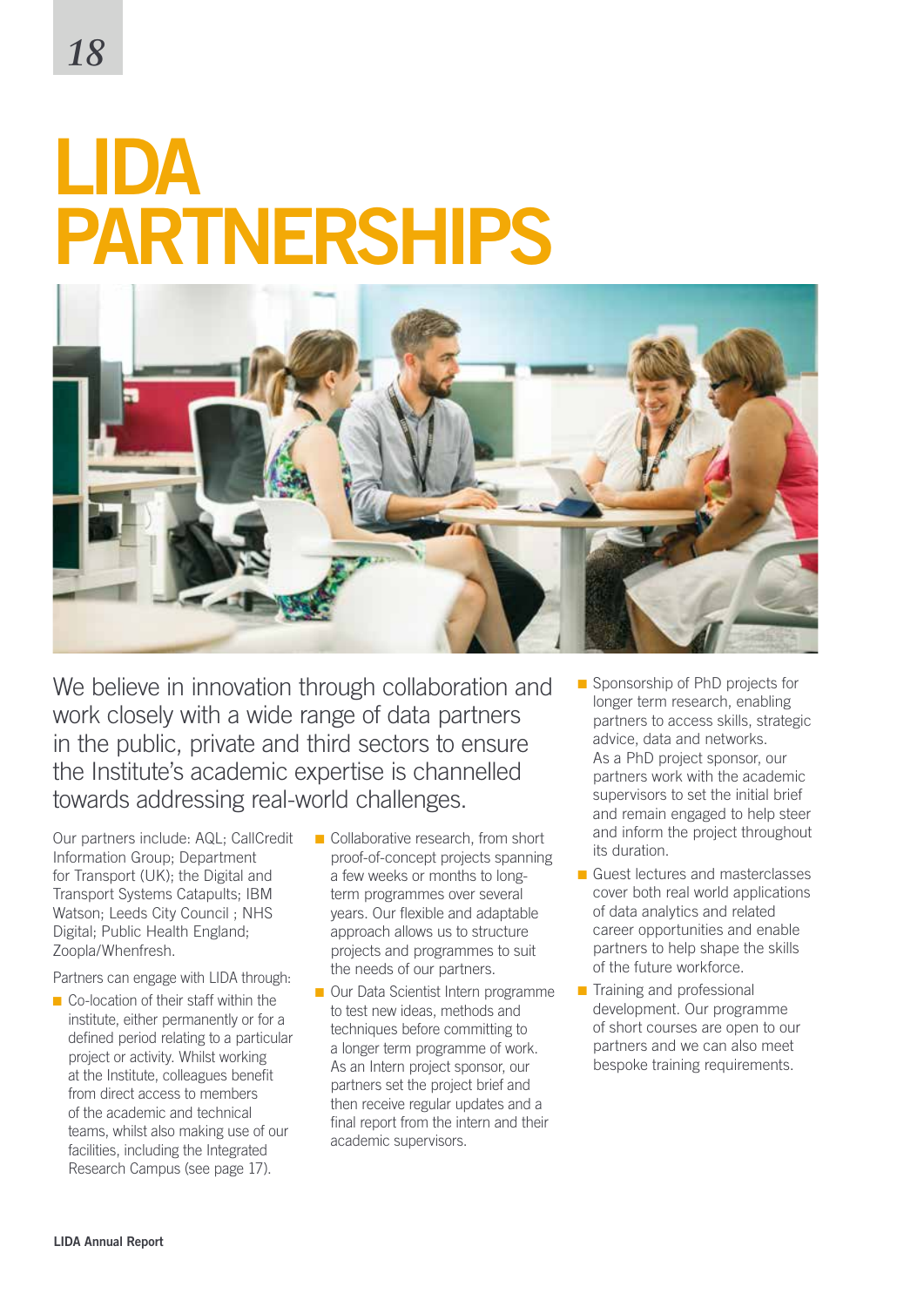# LIDA PARTNERSHIPS

We believe in innovation through collaboration and work closely with a wide range of data partners in the public, private and third sectors to ensure the Institute's academic expertise is channelled towards addressing real-world challenges.

Our partners include: AQL; CallCredit Information Group; Department for Transport (UK); the Digital and Transport Systems Catapults; IBM Watson; Leeds City Council ; NHS Digital; Public Health England; Zoopla/Whenfresh.

Partners can engage with LIDA through:

- Co-location of their staff within the institute, either permanently or for a defined period relating to a particular project or activity. Whilst working at the Institute, colleagues benefit from direct access to members of the academic and technical teams, whilst also making use of our facilities, including the Integrated Research Campus (see page 17).
- Collaborative research, from short proof-of-concept projects spanning a few weeks or months to long-term programmes over several years. Our flexible and adaptable approach allows us to structure projects and programmes to suit the needs of our partners.
- Our Data Scientist Intern programme to test new ideas, methods and techniques before committing to a longer term programme of work. As an Intern project sponsor, our partners set the project brief and then receive regular updates and a final report from the intern and their academic supervisors.
- Sponsorship of PhD projects for longer term research, enabling partners to access skills, strategic advice, data and networks. As a PhD project sponsor, our partners work with the academic supervisors to set the initial brief and remain engaged to help steer and inform the project throughout its duration.
- Guest lectures and masterclasses cover both real world applications of data analytics and related career opportunities and enable partners to help shape the skills of the future workforce.
- Training and professional development. Our programme of short courses are open to our partners and we can also meet bespoke training requirements.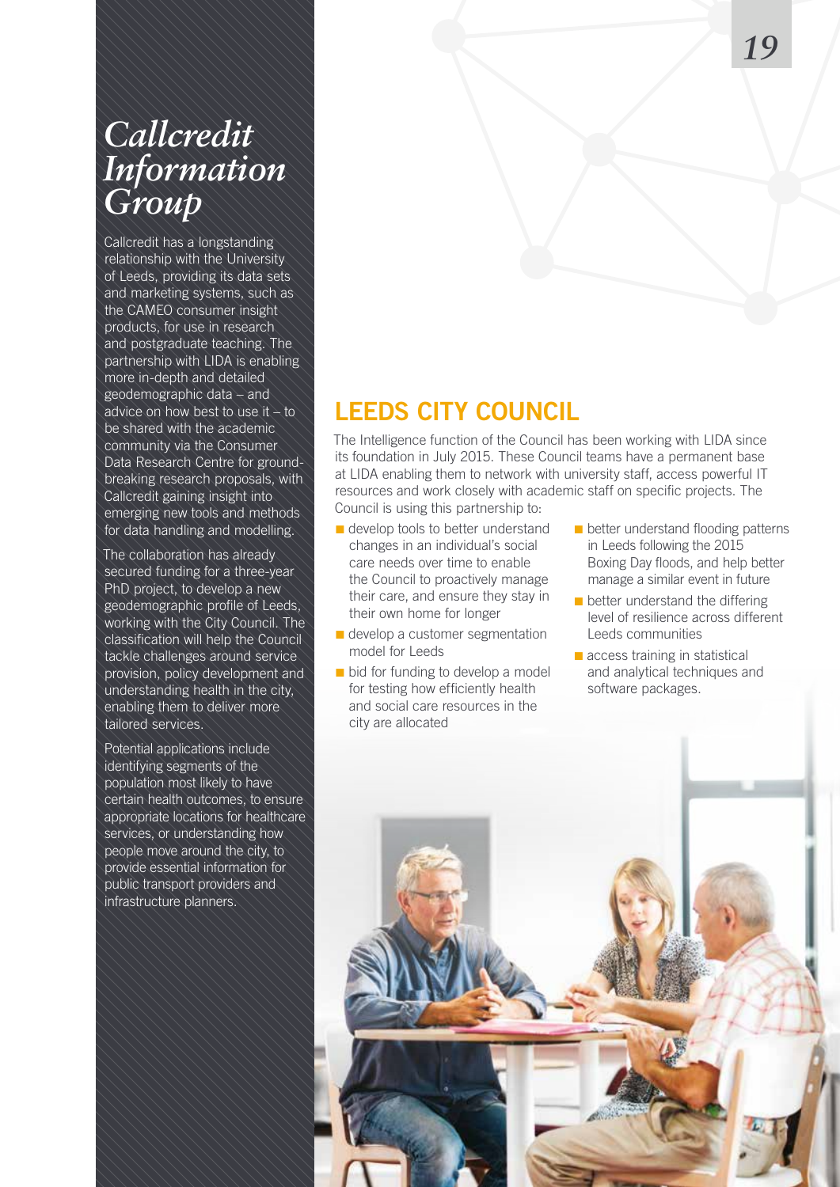## Callcredit Information Group

Callcredit has a longstanding relationship with the University of Leeds, providing its data sets and marketing systems, such as the CAMEO consumer insight products, for use in research and postgraduate teaching. The partnership with LIDA is enabling more in-depth and detailed geodemographic data – and advice on how best to use it – to be shared with the academic community via the Consumer Data Research Centre for ground-breaking research proposals, with Callcredit gaining insight into emerging new tools and methods for data handling and modelling.

The collaboration has already secured funding for a three-year PhD project, to develop a new geodemographic profile of Leeds, working with the City Council. The classification will help the Council tackle challenges around service provision, policy development and understanding health in the city, enabling them to deliver more tailored services.

Potential applications include identifying segments of the population most likely to have certain health outcomes, to ensure appropriate locations for healthcare services, or understanding how people move around the city, to provide essential information for public transport providers and infrastructure planners.

## LEEDS CITY COUNCIL

The Intelligence function of the Council has been working with LIDA since its foundation in July 2015. These Council teams have a permanent base at LIDA enabling them to network with university staff, access powerful IT resources and work closely with academic staff on specific projects. The Council is using this partnership to:

- develop tools to better understand changes in an individual's social care needs over time to enable the Council to proactively manage their care, and ensure they stay in their own home for longer
- develop a customer segmentation model for Leeds
- bid for funding to develop a model for testing how efficiently health and social care resources in the city are allocated
- better understand flooding patterns in Leeds following the 2015 Boxing Day floods, and help better manage a similar event in future
- better understand the differing level of resilience across different Leeds communities
- access training in statistical and analytical techniques and software packages.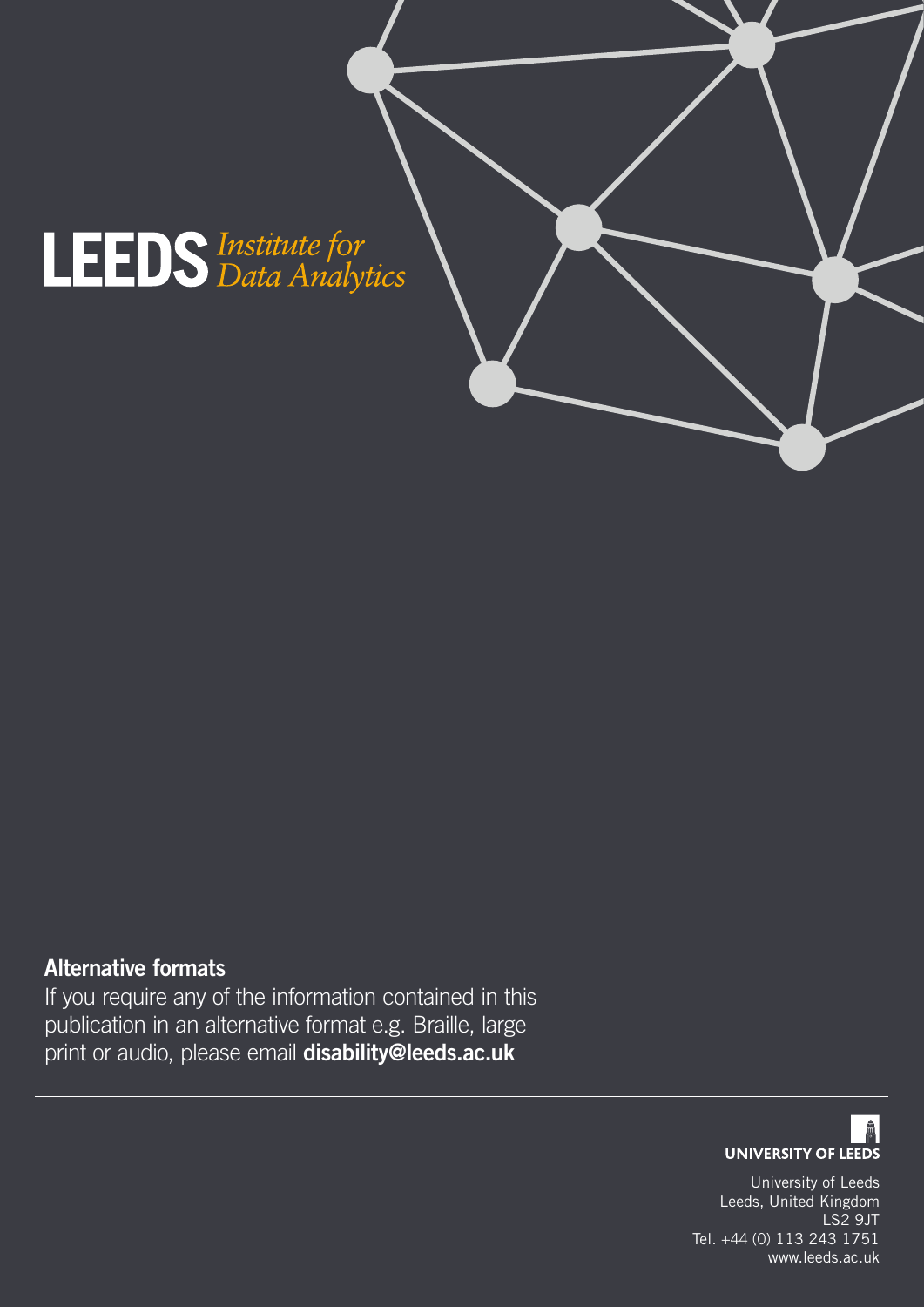**LEEDS** *Institute for Data Analytics*

## Alternative formats

If you require any of the information contained in this publication in an alternative format e.g. Braille, large print or audio, please email **disability@leeds.ac.uk**

**UNIVERSITY OF LEEDS**

University of Leeds
Leeds, United Kingdom
LS2 9JT
Tel. +44 (0) 113 243 1751
www.leeds.ac.uk